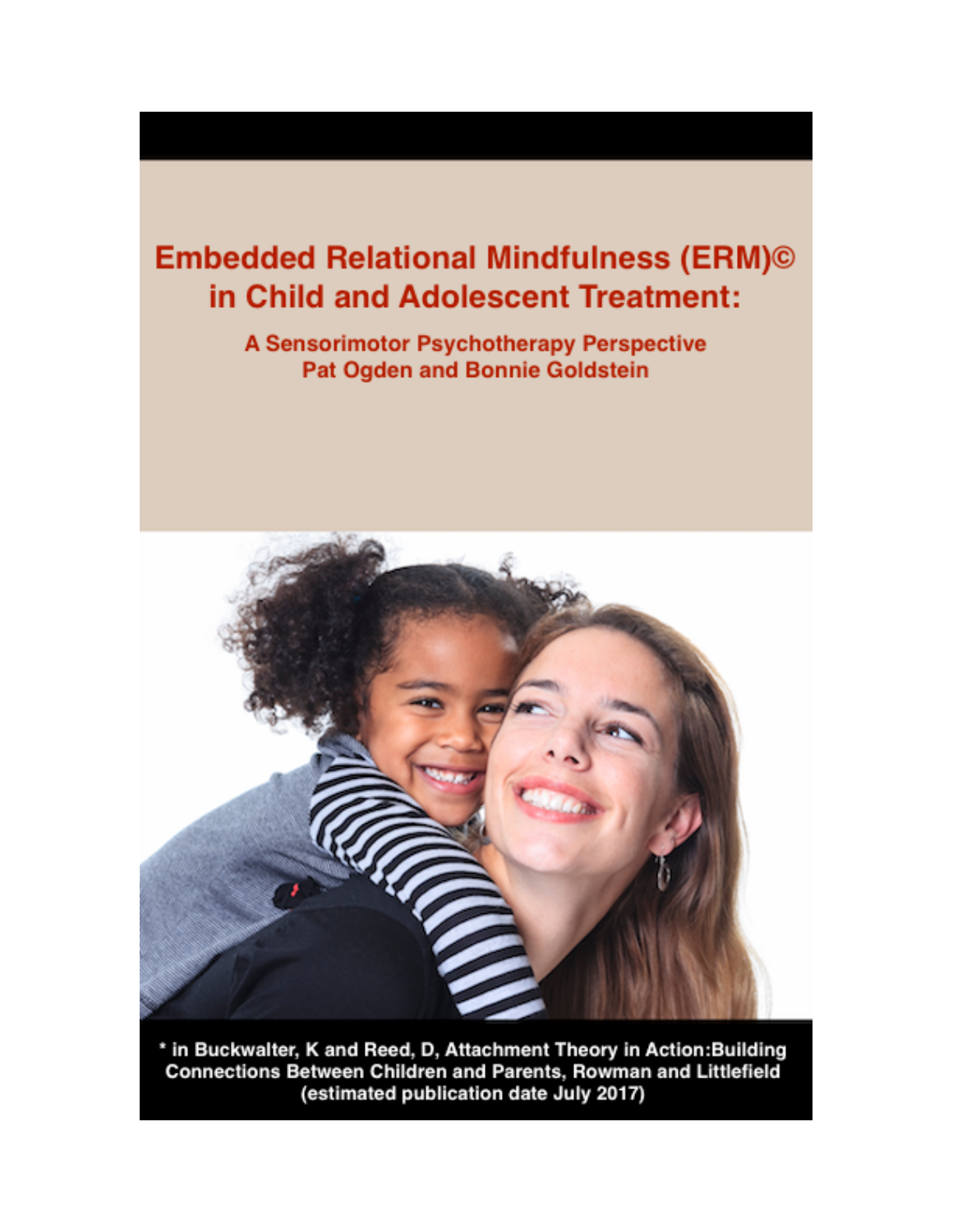# Embedded Relational Mindfulness (ERM)© in Child and Adolescent Treatment:

## A Sensorimotor Psychotherapy Perspective

**Pat Ogden and Bonnie Goldstein**

* in Buckwalter, K and Reed, D, Attachment Theory in Action:Building Connections Between Children and Parents, Rowman and Littlefield (estimated publication date July 2017)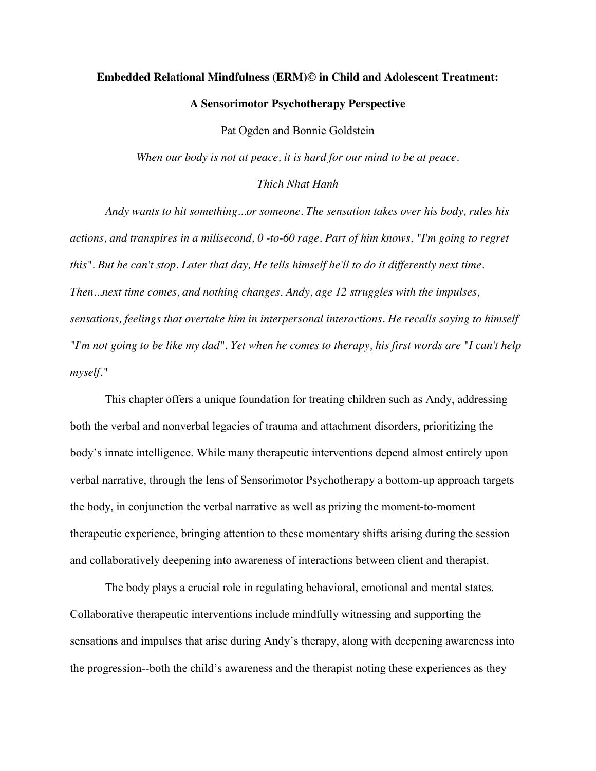**Embedded Relational Mindfulness (ERM)© in Child and Adolescent Treatment:**

**A Sensorimotor Psychotherapy Perspective**

Pat Ogden and Bonnie Goldstein

*When our body is not at peace, it is hard for our mind to be at peace.*

*Thich Nhat Hanh*

*Andy wants to hit something...or someone. The sensation takes over his body, rules his actions, and transpires in a milisecond, 0 -to-60 rage. Part of him knows, "I'm going to regret this". But he can't stop. Later that day, He tells himself he'll to do it differently next time. Then...next time comes, and nothing changes. Andy, age 12 struggles with the impulses, sensations, feelings that overtake him in interpersonal interactions. He recalls saying to himself "I'm not going to be like my dad". Yet when he comes to therapy, his first words are "I can't help myself."*

This chapter offers a unique foundation for treating children such as Andy, addressing both the verbal and nonverbal legacies of trauma and attachment disorders, prioritizing the body's innate intelligence. While many therapeutic interventions depend almost entirely upon verbal narrative, through the lens of Sensorimotor Psychotherapy a bottom-up approach targets the body, in conjunction the verbal narrative as well as prizing the moment-to-moment therapeutic experience, bringing attention to these momentary shifts arising during the session and collaboratively deepening into awareness of interactions between client and therapist.

The body plays a crucial role in regulating behavioral, emotional and mental states. Collaborative therapeutic interventions include mindfully witnessing and supporting the sensations and impulses that arise during Andy's therapy, along with deepening awareness into the progression--both the child's awareness and the therapist noting these experiences as they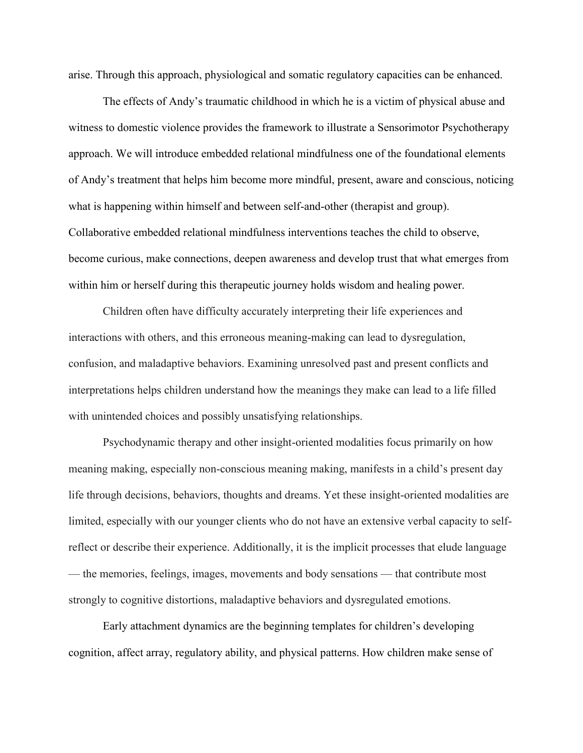arise. Through this approach, physiological and somatic regulatory capacities can be enhanced.

The effects of Andy's traumatic childhood in which he is a victim of physical abuse and witness to domestic violence provides the framework to illustrate a Sensorimotor Psychotherapy approach. We will introduce embedded relational mindfulness one of the foundational elements of Andy's treatment that helps him become more mindful, present, aware and conscious, noticing what is happening within himself and between self-and-other (therapist and group). Collaborative embedded relational mindfulness interventions teaches the child to observe, become curious, make connections, deepen awareness and develop trust that what emerges from within him or herself during this therapeutic journey holds wisdom and healing power.

Children often have difficulty accurately interpreting their life experiences and interactions with others, and this erroneous meaning-making can lead to dysregulation, confusion, and maladaptive behaviors. Examining unresolved past and present conflicts and interpretations helps children understand how the meanings they make can lead to a life filled with unintended choices and possibly unsatisfying relationships.

Psychodynamic therapy and other insight-oriented modalities focus primarily on how meaning making, especially non-conscious meaning making, manifests in a child's present day life through decisions, behaviors, thoughts and dreams. Yet these insight-oriented modalities are limited, especially with our younger clients who do not have an extensive verbal capacity to self-reflect or describe their experience. Additionally, it is the implicit processes that elude language — the memories, feelings, images, movements and body sensations — that contribute most strongly to cognitive distortions, maladaptive behaviors and dysregulated emotions.

Early attachment dynamics are the beginning templates for children's developing cognition, affect array, regulatory ability, and physical patterns. How children make sense of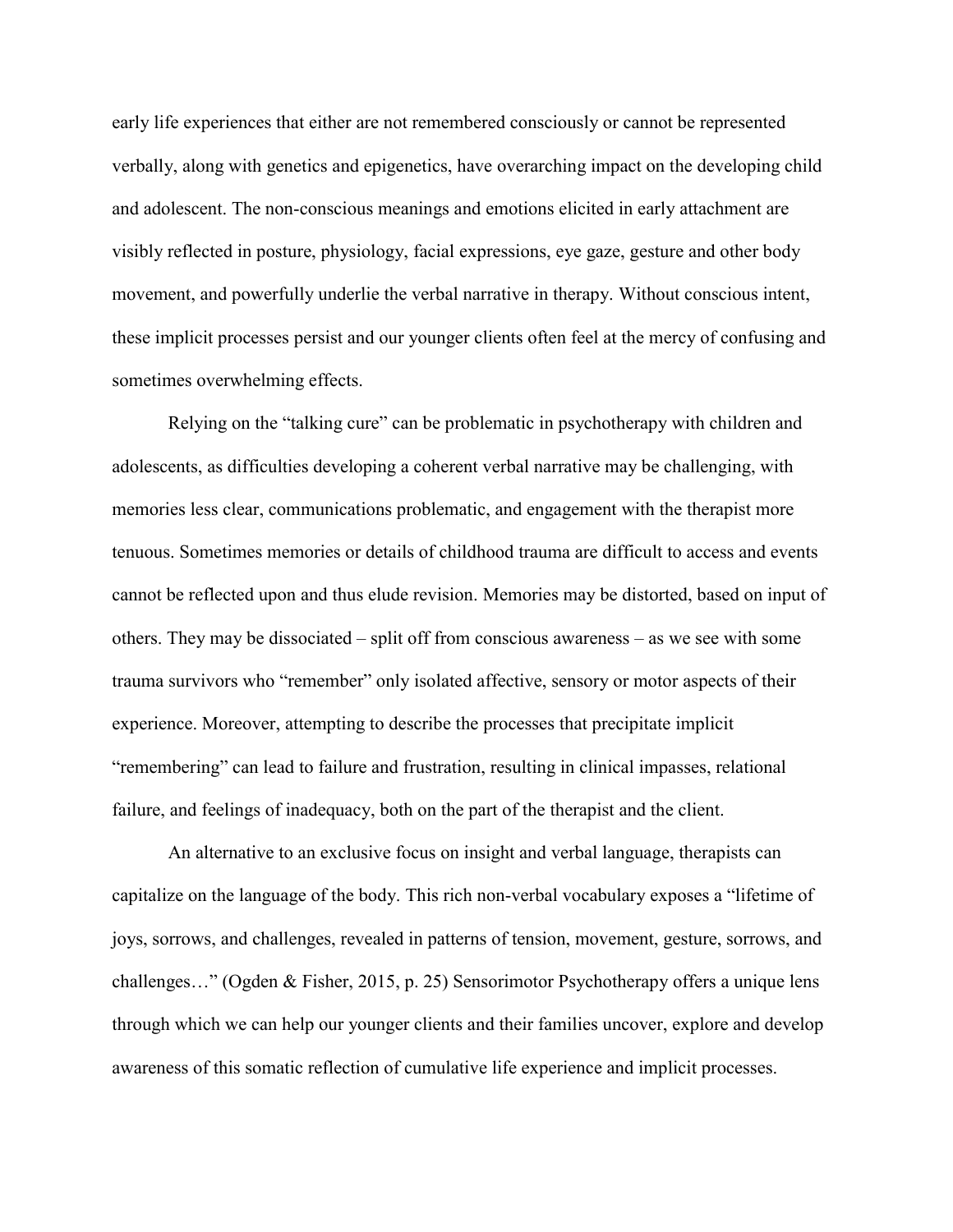early life experiences that either are not remembered consciously or cannot be represented verbally, along with genetics and epigenetics, have overarching impact on the developing child and adolescent. The non-conscious meanings and emotions elicited in early attachment are visibly reflected in posture, physiology, facial expressions, eye gaze, gesture and other body movement, and powerfully underlie the verbal narrative in therapy. Without conscious intent, these implicit processes persist and our younger clients often feel at the mercy of confusing and sometimes overwhelming effects.

Relying on the "talking cure" can be problematic in psychotherapy with children and adolescents, as difficulties developing a coherent verbal narrative may be challenging, with memories less clear, communications problematic, and engagement with the therapist more tenuous. Sometimes memories or details of childhood trauma are difficult to access and events cannot be reflected upon and thus elude revision. Memories may be distorted, based on input of others. They may be dissociated – split off from conscious awareness – as we see with some trauma survivors who "remember" only isolated affective, sensory or motor aspects of their experience. Moreover, attempting to describe the processes that precipitate implicit "remembering" can lead to failure and frustration, resulting in clinical impasses, relational failure, and feelings of inadequacy, both on the part of the therapist and the client.

An alternative to an exclusive focus on insight and verbal language, therapists can capitalize on the language of the body. This rich non-verbal vocabulary exposes a "lifetime of joys, sorrows, and challenges, revealed in patterns of tension, movement, gesture, sorrows, and challenges…" (Ogden & Fisher, 2015, p. 25) Sensorimotor Psychotherapy offers a unique lens through which we can help our younger clients and their families uncover, explore and develop awareness of this somatic reflection of cumulative life experience and implicit processes.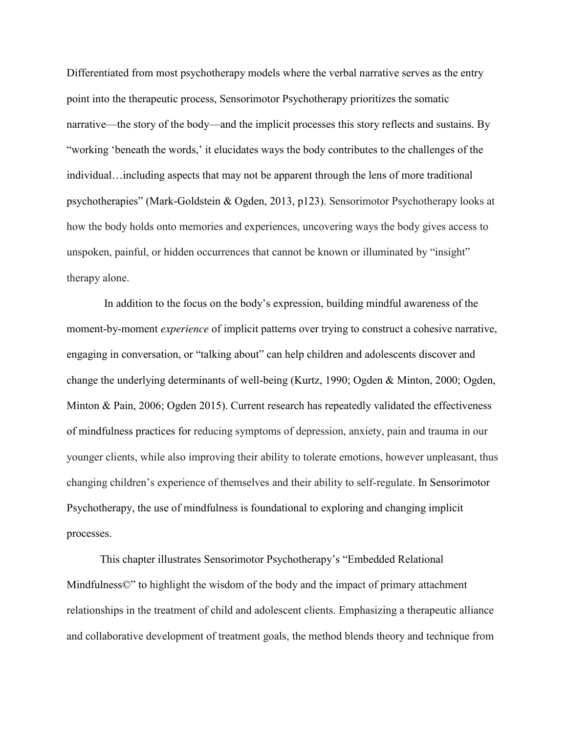Differentiated from most psychotherapy models where the verbal narrative serves as the entry point into the therapeutic process, Sensorimotor Psychotherapy prioritizes the somatic narrative—the story of the body—and the implicit processes this story reflects and sustains. By "working 'beneath the words,' it elucidates ways the body contributes to the challenges of the individual…including aspects that may not be apparent through the lens of more traditional psychotherapies" (Mark-Goldstein & Ogden, 2013, p123). Sensorimotor Psychotherapy looks at how the body holds onto memories and experiences, uncovering ways the body gives access to unspoken, painful, or hidden occurrences that cannot be known or illuminated by "insight" therapy alone.

In addition to the focus on the body's expression, building mindful awareness of the moment-by-moment *experience* of implicit patterns over trying to construct a cohesive narrative, engaging in conversation, or "talking about" can help children and adolescents discover and change the underlying determinants of well-being (Kurtz, 1990; Ogden & Minton, 2000; Ogden, Minton & Pain, 2006; Ogden 2015). Current research has repeatedly validated the effectiveness of mindfulness practices for reducing symptoms of depression, anxiety, pain and trauma in our younger clients, while also improving their ability to tolerate emotions, however unpleasant, thus changing children's experience of themselves and their ability to self-regulate. In Sensorimotor Psychotherapy, the use of mindfulness is foundational to exploring and changing implicit processes.

This chapter illustrates Sensorimotor Psychotherapy's "Embedded Relational Mindfulness©" to highlight the wisdom of the body and the impact of primary attachment relationships in the treatment of child and adolescent clients. Emphasizing a therapeutic alliance and collaborative development of treatment goals, the method blends theory and technique from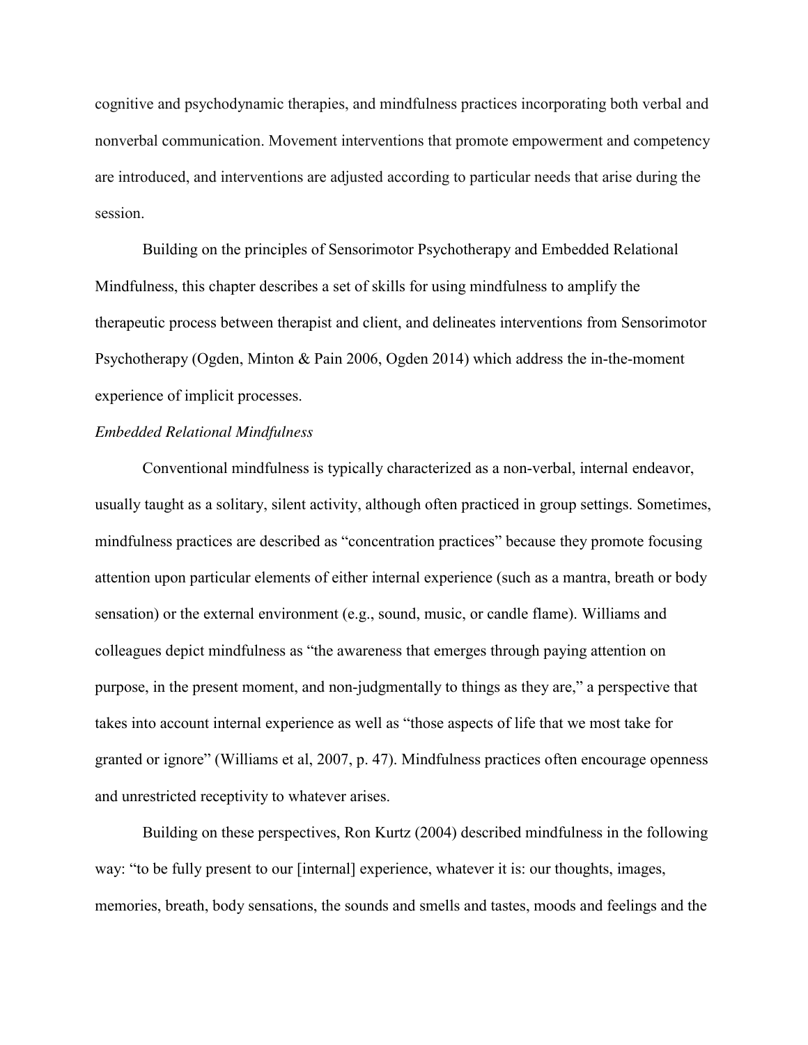cognitive and psychodynamic therapies, and mindfulness practices incorporating both verbal and nonverbal communication. Movement interventions that promote empowerment and competency are introduced, and interventions are adjusted according to particular needs that arise during the session.

Building on the principles of Sensorimotor Psychotherapy and Embedded Relational Mindfulness, this chapter describes a set of skills for using mindfulness to amplify the therapeutic process between therapist and client, and delineates interventions from Sensorimotor Psychotherapy (Ogden, Minton & Pain 2006, Ogden 2014) which address the in-the-moment experience of implicit processes.

*Embedded Relational Mindfulness*

Conventional mindfulness is typically characterized as a non-verbal, internal endeavor, usually taught as a solitary, silent activity, although often practiced in group settings. Sometimes, mindfulness practices are described as "concentration practices" because they promote focusing attention upon particular elements of either internal experience (such as a mantra, breath or body sensation) or the external environment (e.g., sound, music, or candle flame). Williams and colleagues depict mindfulness as "the awareness that emerges through paying attention on purpose, in the present moment, and non-judgmentally to things as they are," a perspective that takes into account internal experience as well as "those aspects of life that we most take for granted or ignore" (Williams et al, 2007, p. 47). Mindfulness practices often encourage openness and unrestricted receptivity to whatever arises.

Building on these perspectives, Ron Kurtz (2004) described mindfulness in the following way: "to be fully present to our [internal] experience, whatever it is: our thoughts, images, memories, breath, body sensations, the sounds and smells and tastes, moods and feelings and the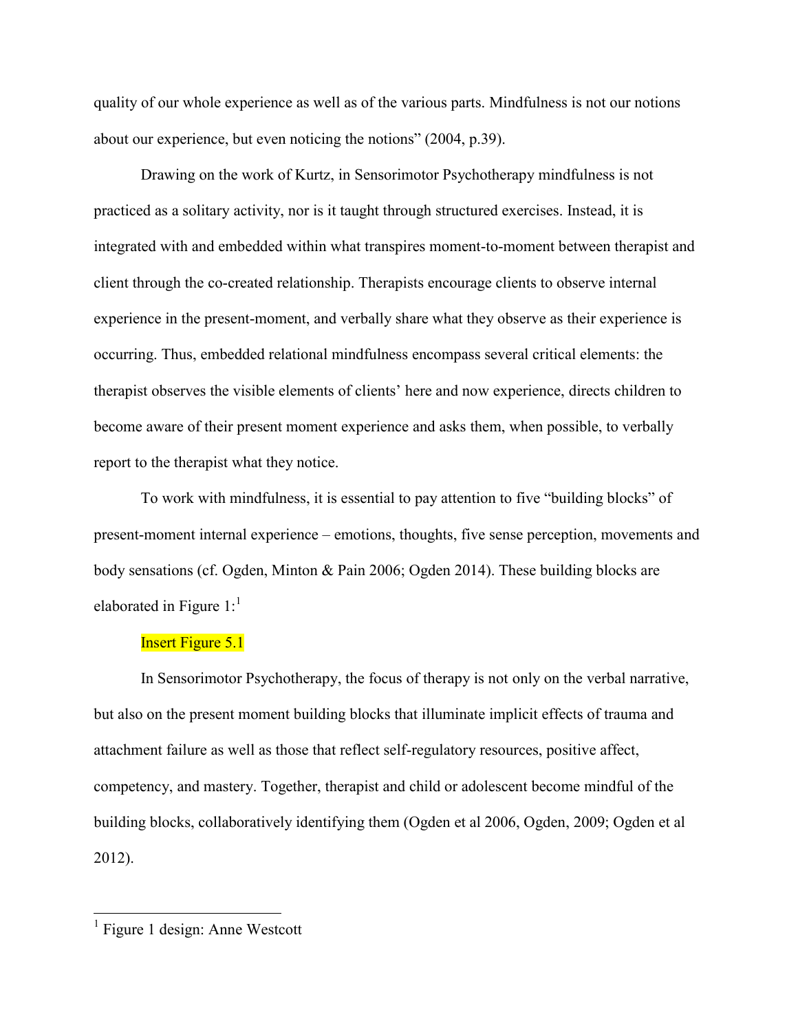quality of our whole experience as well as of the various parts. Mindfulness is not our notions about our experience, but even noticing the notions" (2004, p.39).

Drawing on the work of Kurtz, in Sensorimotor Psychotherapy mindfulness is not practiced as a solitary activity, nor is it taught through structured exercises. Instead, it is integrated with and embedded within what transpires moment-to-moment between therapist and client through the co-created relationship. Therapists encourage clients to observe internal experience in the present-moment, and verbally share what they observe as their experience is occurring. Thus, embedded relational mindfulness encompass several critical elements: the therapist observes the visible elements of clients' here and now experience, directs children to become aware of their present moment experience and asks them, when possible, to verbally report to the therapist what they notice.

To work with mindfulness, it is essential to pay attention to five "building blocks" of present-moment internal experience – emotions, thoughts, five sense perception, movements and body sensations (cf. Ogden, Minton & Pain 2006; Ogden 2014). These building blocks are elaborated in Figure 1:[1]

Insert Figure 5.1

In Sensorimotor Psychotherapy, the focus of therapy is not only on the verbal narrative, but also on the present moment building blocks that illuminate implicit effects of trauma and attachment failure as well as those that reflect self-regulatory resources, positive affect, competency, and mastery. Together, therapist and child or adolescent become mindful of the building blocks, collaboratively identifying them (Ogden et al 2006, Ogden, 2009; Ogden et al 2012).

[1] Figure 1 design: Anne Westcott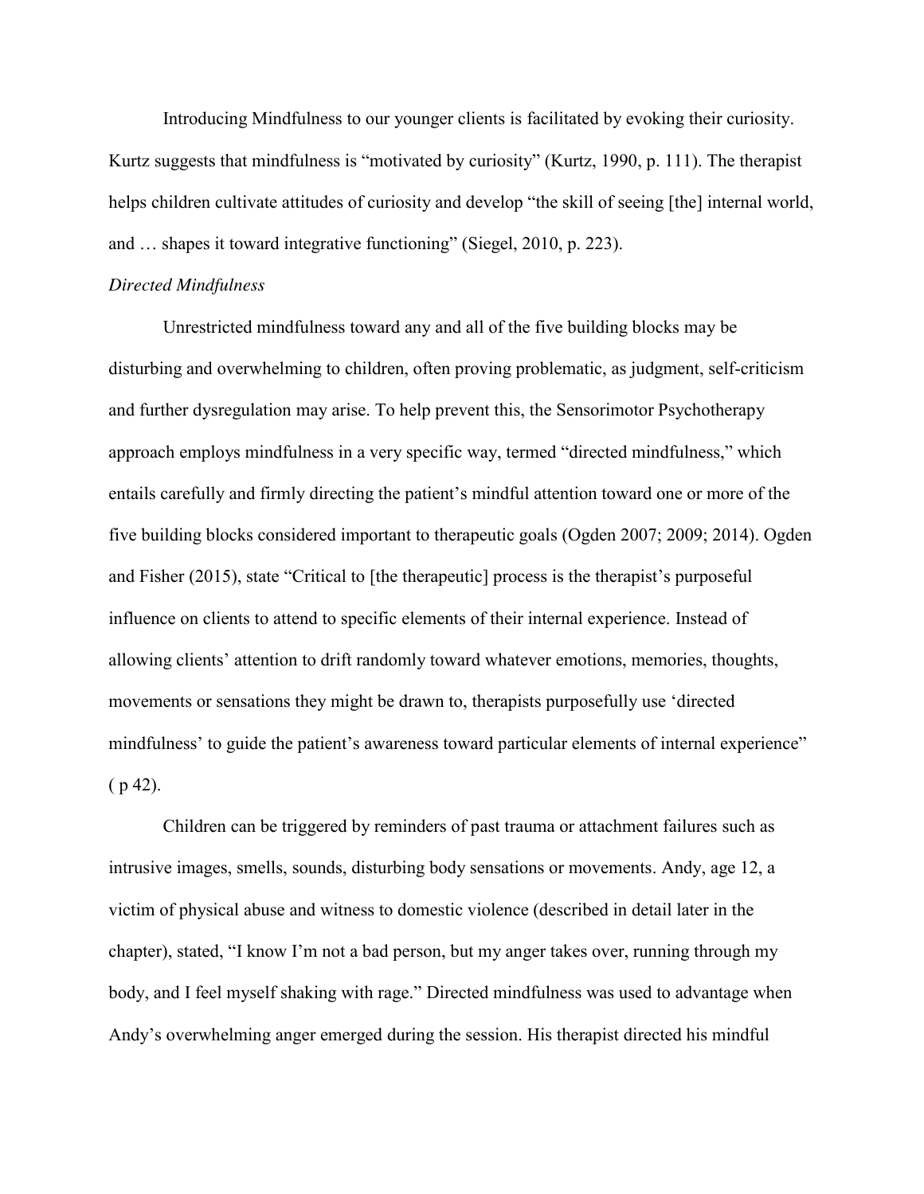Introducing Mindfulness to our younger clients is facilitated by evoking their curiosity. Kurtz suggests that mindfulness is "motivated by curiosity" (Kurtz, 1990, p. 111). The therapist helps children cultivate attitudes of curiosity and develop "the skill of seeing [the] internal world, and … shapes it toward integrative functioning" (Siegel, 2010, p. 223).

*Directed Mindfulness*

Unrestricted mindfulness toward any and all of the five building blocks may be disturbing and overwhelming to children, often proving problematic, as judgment, self-criticism and further dysregulation may arise. To help prevent this, the Sensorimotor Psychotherapy approach employs mindfulness in a very specific way, termed "directed mindfulness," which entails carefully and firmly directing the patient's mindful attention toward one or more of the five building blocks considered important to therapeutic goals (Ogden 2007; 2009; 2014). Ogden and Fisher (2015), state "Critical to [the therapeutic] process is the therapist's purposeful influence on clients to attend to specific elements of their internal experience. Instead of allowing clients' attention to drift randomly toward whatever emotions, memories, thoughts, movements or sensations they might be drawn to, therapists purposefully use 'directed mindfulness' to guide the patient's awareness toward particular elements of internal experience" ( p 42).

Children can be triggered by reminders of past trauma or attachment failures such as intrusive images, smells, sounds, disturbing body sensations or movements. Andy, age 12, a victim of physical abuse and witness to domestic violence (described in detail later in the chapter), stated, "I know I'm not a bad person, but my anger takes over, running through my body, and I feel myself shaking with rage." Directed mindfulness was used to advantage when Andy's overwhelming anger emerged during the session. His therapist directed his mindful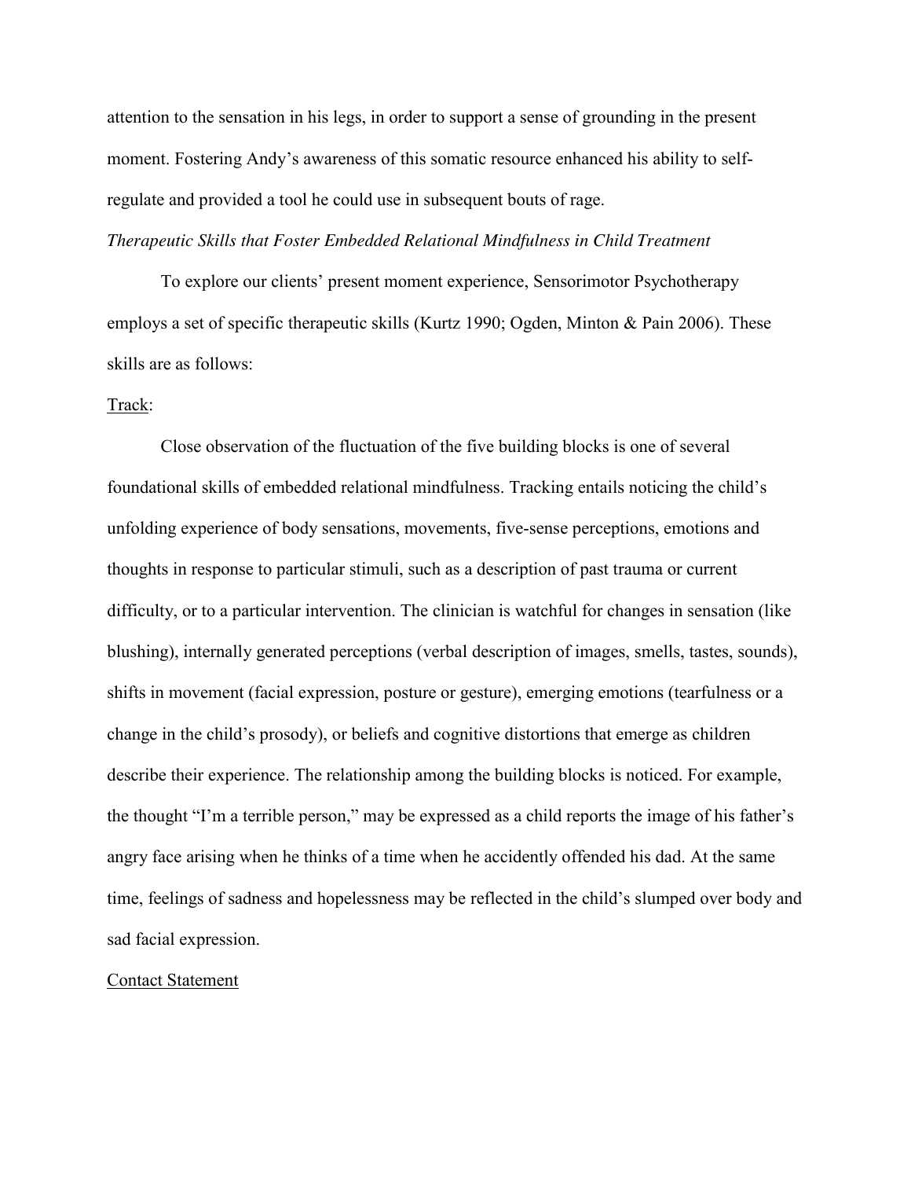attention to the sensation in his legs, in order to support a sense of grounding in the present moment. Fostering Andy's awareness of this somatic resource enhanced his ability to self-regulate and provided a tool he could use in subsequent bouts of rage.

### *Therapeutic Skills that Foster Embedded Relational Mindfulness in Child Treatment*

To explore our clients' present moment experience, Sensorimotor Psychotherapy employs a set of specific therapeutic skills (Kurtz 1990; Ogden, Minton & Pain 2006). These skills are as follows:

<u>Track</u>:

Close observation of the fluctuation of the five building blocks is one of several foundational skills of embedded relational mindfulness. Tracking entails noticing the child's unfolding experience of body sensations, movements, five-sense perceptions, emotions and thoughts in response to particular stimuli, such as a description of past trauma or current difficulty, or to a particular intervention. The clinician is watchful for changes in sensation (like blushing), internally generated perceptions (verbal description of images, smells, tastes, sounds), shifts in movement (facial expression, posture or gesture), emerging emotions (tearfulness or a change in the child's prosody), or beliefs and cognitive distortions that emerge as children describe their experience. The relationship among the building blocks is noticed. For example, the thought "I'm a terrible person," may be expressed as a child reports the image of his father's angry face arising when he thinks of a time when he accidently offended his dad. At the same time, feelings of sadness and hopelessness may be reflected in the child's slumped over body and sad facial expression.

<u>Contact Statement</u>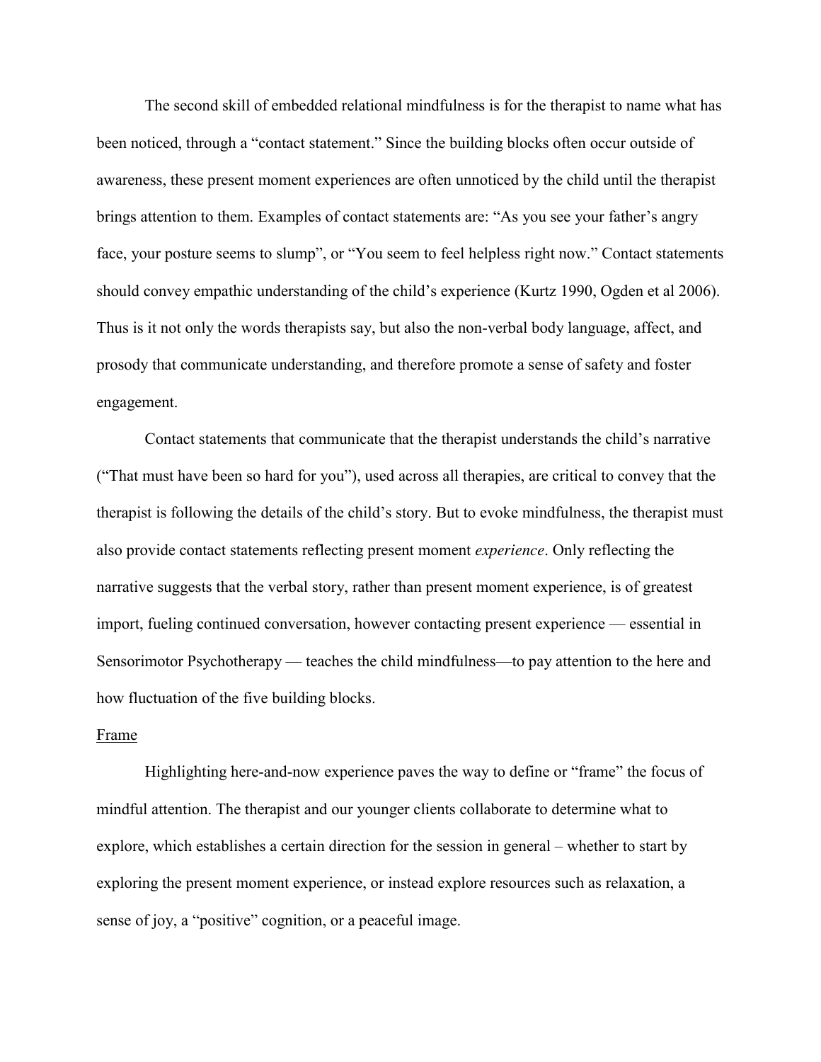The second skill of embedded relational mindfulness is for the therapist to name what has been noticed, through a "contact statement." Since the building blocks often occur outside of awareness, these present moment experiences are often unnoticed by the child until the therapist brings attention to them. Examples of contact statements are: "As you see your father's angry face, your posture seems to slump", or "You seem to feel helpless right now." Contact statements should convey empathic understanding of the child's experience (Kurtz 1990, Ogden et al 2006). Thus is it not only the words therapists say, but also the non-verbal body language, affect, and prosody that communicate understanding, and therefore promote a sense of safety and foster engagement.

Contact statements that communicate that the therapist understands the child's narrative ("That must have been so hard for you"), used across all therapies, are critical to convey that the therapist is following the details of the child's story. But to evoke mindfulness, the therapist must also provide contact statements reflecting present moment *experience*. Only reflecting the narrative suggests that the verbal story, rather than present moment experience, is of greatest import, fueling continued conversation, however contacting present experience — essential in Sensorimotor Psychotherapy — teaches the child mindfulness—to pay attention to the here and how fluctuation of the five building blocks.

<u>Frame</u>

Highlighting here-and-now experience paves the way to define or "frame" the focus of mindful attention. The therapist and our younger clients collaborate to determine what to explore, which establishes a certain direction for the session in general – whether to start by exploring the present moment experience, or instead explore resources such as relaxation, a sense of joy, a "positive" cognition, or a peaceful image.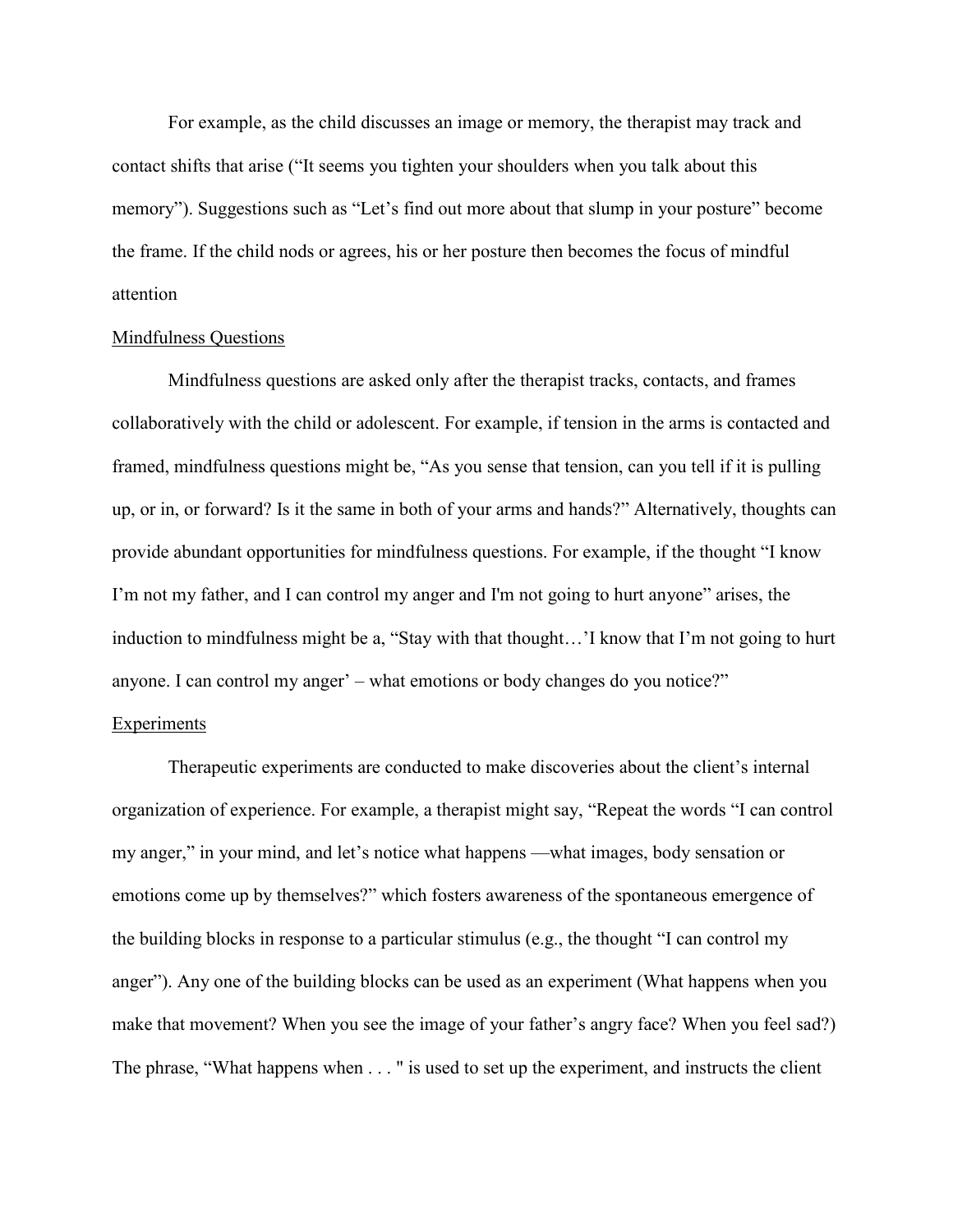For example, as the child discusses an image or memory, the therapist may track and contact shifts that arise ("It seems you tighten your shoulders when you talk about this memory"). Suggestions such as "Let's find out more about that slump in your posture" become the frame. If the child nods or agrees, his or her posture then becomes the focus of mindful attention

<u>Mindfulness Questions</u>

Mindfulness questions are asked only after the therapist tracks, contacts, and frames collaboratively with the child or adolescent. For example, if tension in the arms is contacted and framed, mindfulness questions might be, "As you sense that tension, can you tell if it is pulling up, or in, or forward? Is it the same in both of your arms and hands?" Alternatively, thoughts can provide abundant opportunities for mindfulness questions. For example, if the thought "I know I'm not my father, and I can control my anger and I'm not going to hurt anyone" arises, the induction to mindfulness might be a, "Stay with that thought…'I know that I'm not going to hurt anyone. I can control my anger' – what emotions or body changes do you notice?"

<u>Experiments</u>

Therapeutic experiments are conducted to make discoveries about the client's internal organization of experience. For example, a therapist might say, "Repeat the words "I can control my anger," in your mind, and let's notice what happens —what images, body sensation or emotions come up by themselves?" which fosters awareness of the spontaneous emergence of the building blocks in response to a particular stimulus (e.g., the thought "I can control my anger"). Any one of the building blocks can be used as an experiment (What happens when you make that movement? When you see the image of your father's angry face? When you feel sad?) The phrase, "What happens when . . . " is used to set up the experiment, and instructs the client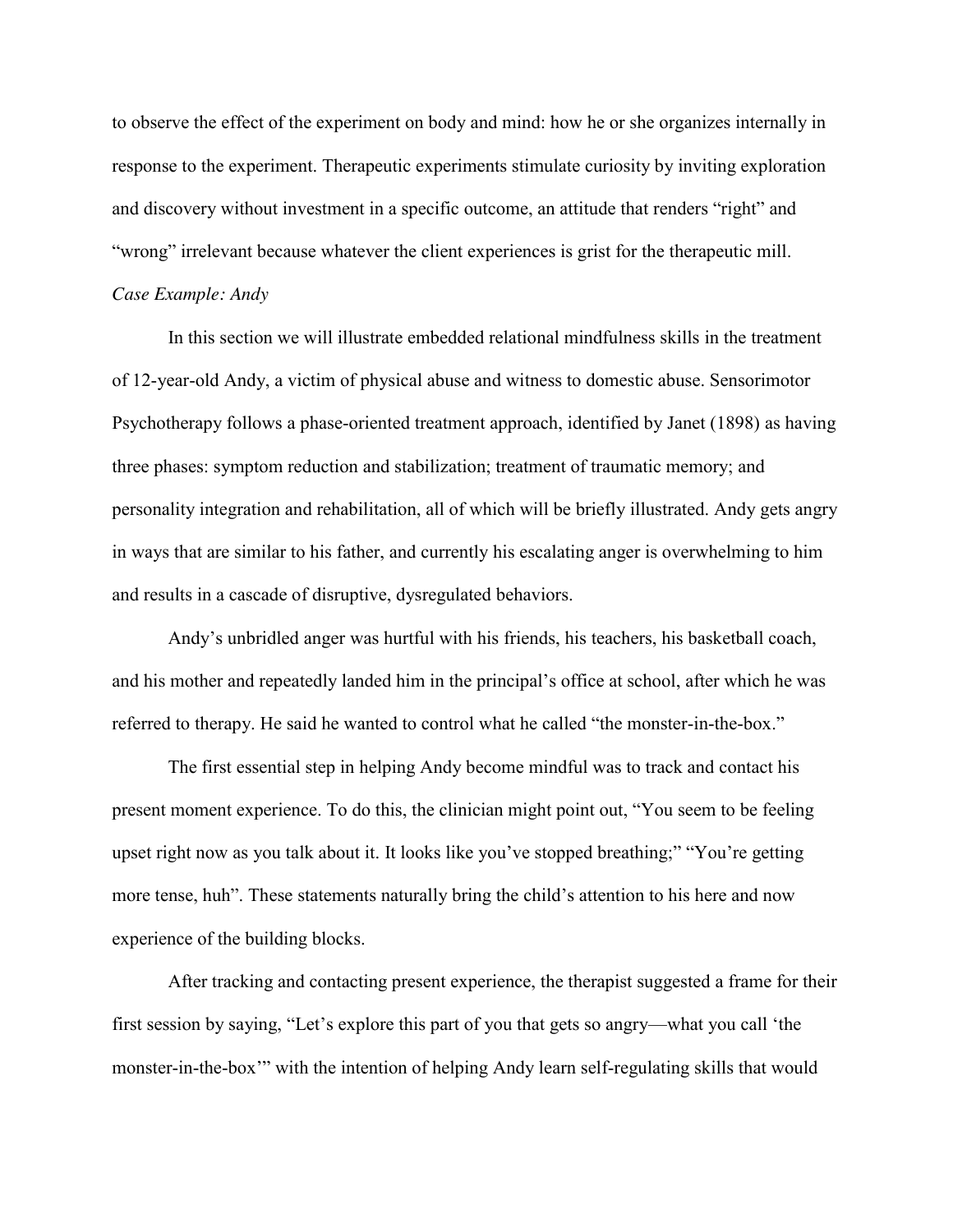to observe the effect of the experiment on body and mind: how he or she organizes internally in response to the experiment. Therapeutic experiments stimulate curiosity by inviting exploration and discovery without investment in a specific outcome, an attitude that renders "right" and "wrong" irrelevant because whatever the client experiences is grist for the therapeutic mill.

*Case Example: Andy*

In this section we will illustrate embedded relational mindfulness skills in the treatment of 12-year-old Andy, a victim of physical abuse and witness to domestic abuse. Sensorimotor Psychotherapy follows a phase-oriented treatment approach, identified by Janet (1898) as having three phases: symptom reduction and stabilization; treatment of traumatic memory; and personality integration and rehabilitation, all of which will be briefly illustrated. Andy gets angry in ways that are similar to his father, and currently his escalating anger is overwhelming to him and results in a cascade of disruptive, dysregulated behaviors.

Andy's unbridled anger was hurtful with his friends, his teachers, his basketball coach, and his mother and repeatedly landed him in the principal's office at school, after which he was referred to therapy. He said he wanted to control what he called "the monster-in-the-box."

The first essential step in helping Andy become mindful was to track and contact his present moment experience. To do this, the clinician might point out, "You seem to be feeling upset right now as you talk about it. It looks like you've stopped breathing;" "You're getting more tense, huh". These statements naturally bring the child's attention to his here and now experience of the building blocks.

After tracking and contacting present experience, the therapist suggested a frame for their first session by saying, "Let's explore this part of you that gets so angry—what you call 'the monster-in-the-box'" with the intention of helping Andy learn self-regulating skills that would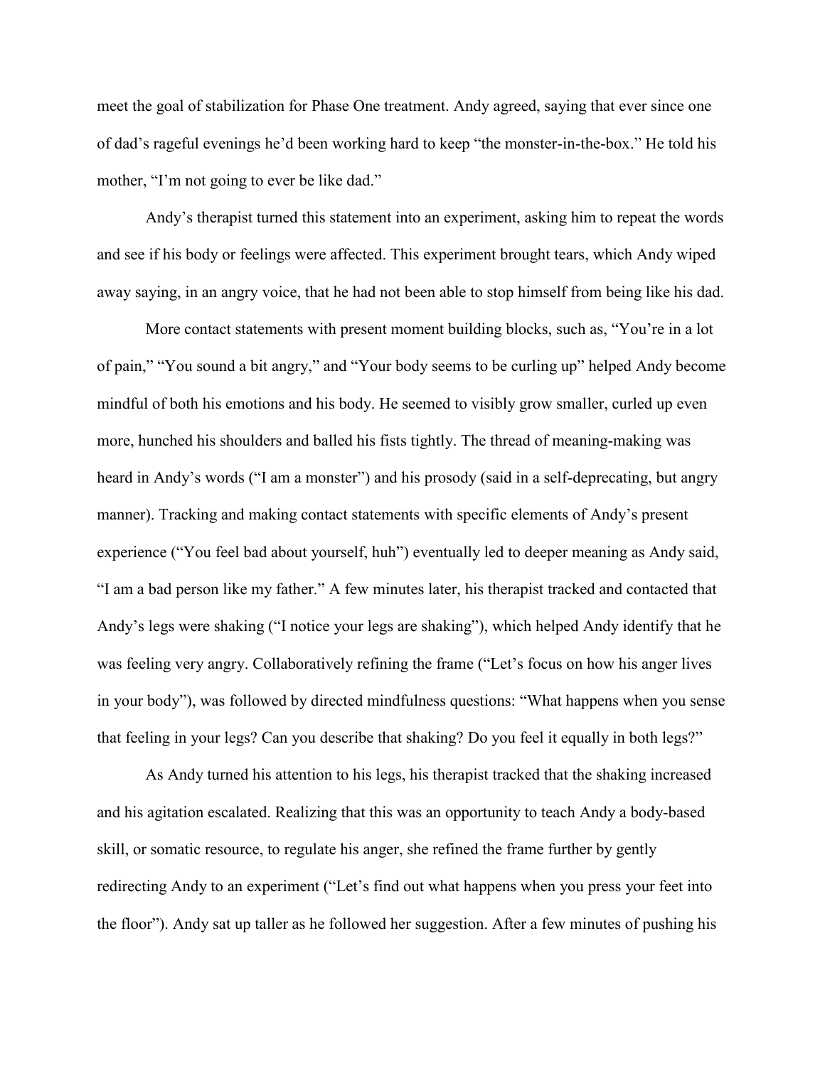meet the goal of stabilization for Phase One treatment. Andy agreed, saying that ever since one of dad's rageful evenings he'd been working hard to keep "the monster-in-the-box." He told his mother, "I'm not going to ever be like dad."

Andy's therapist turned this statement into an experiment, asking him to repeat the words and see if his body or feelings were affected. This experiment brought tears, which Andy wiped away saying, in an angry voice, that he had not been able to stop himself from being like his dad.

More contact statements with present moment building blocks, such as, "You're in a lot of pain," "You sound a bit angry," and "Your body seems to be curling up" helped Andy become mindful of both his emotions and his body. He seemed to visibly grow smaller, curled up even more, hunched his shoulders and balled his fists tightly. The thread of meaning-making was heard in Andy's words ("I am a monster") and his prosody (said in a self-deprecating, but angry manner). Tracking and making contact statements with specific elements of Andy's present experience ("You feel bad about yourself, huh") eventually led to deeper meaning as Andy said, "I am a bad person like my father." A few minutes later, his therapist tracked and contacted that Andy's legs were shaking ("I notice your legs are shaking"), which helped Andy identify that he was feeling very angry. Collaboratively refining the frame ("Let's focus on how his anger lives in your body"), was followed by directed mindfulness questions: "What happens when you sense that feeling in your legs? Can you describe that shaking? Do you feel it equally in both legs?"

As Andy turned his attention to his legs, his therapist tracked that the shaking increased and his agitation escalated. Realizing that this was an opportunity to teach Andy a body-based skill, or somatic resource, to regulate his anger, she refined the frame further by gently redirecting Andy to an experiment ("Let's find out what happens when you press your feet into the floor"). Andy sat up taller as he followed her suggestion. After a few minutes of pushing his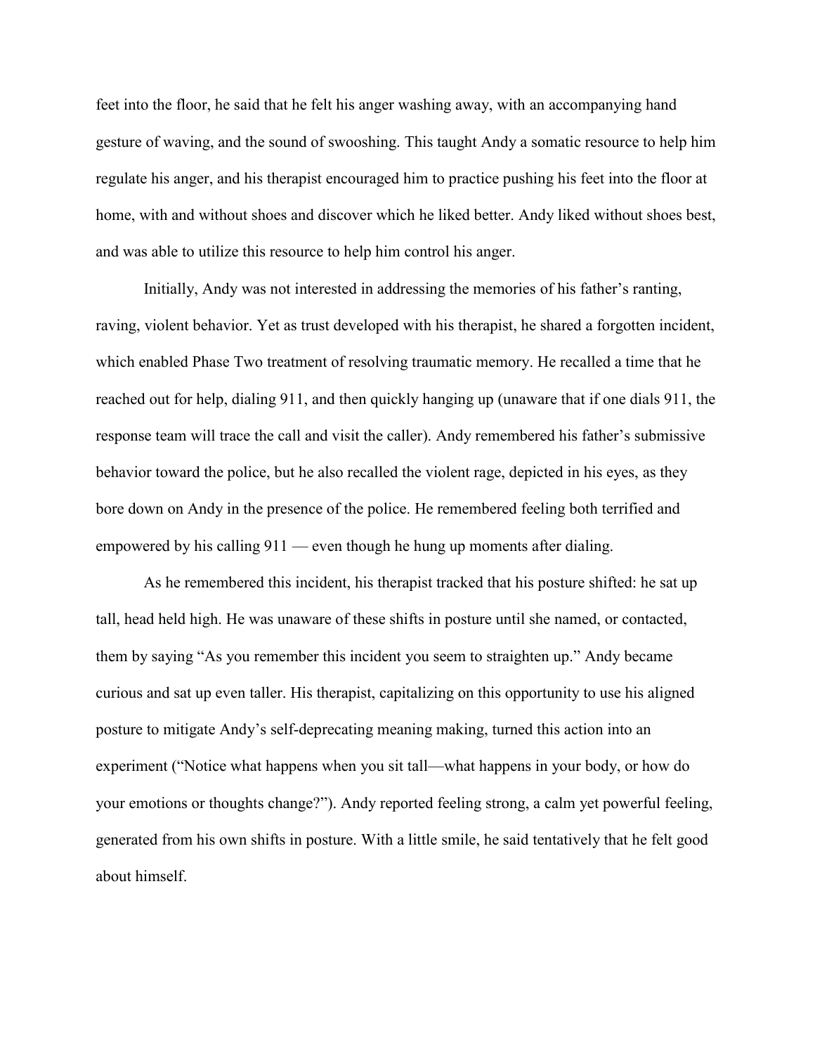feet into the floor, he said that he felt his anger washing away, with an accompanying hand gesture of waving, and the sound of swooshing. This taught Andy a somatic resource to help him regulate his anger, and his therapist encouraged him to practice pushing his feet into the floor at home, with and without shoes and discover which he liked better. Andy liked without shoes best, and was able to utilize this resource to help him control his anger.

Initially, Andy was not interested in addressing the memories of his father's ranting, raving, violent behavior. Yet as trust developed with his therapist, he shared a forgotten incident, which enabled Phase Two treatment of resolving traumatic memory. He recalled a time that he reached out for help, dialing 911, and then quickly hanging up (unaware that if one dials 911, the response team will trace the call and visit the caller). Andy remembered his father's submissive behavior toward the police, but he also recalled the violent rage, depicted in his eyes, as they bore down on Andy in the presence of the police. He remembered feeling both terrified and empowered by his calling 911 — even though he hung up moments after dialing.

As he remembered this incident, his therapist tracked that his posture shifted: he sat up tall, head held high. He was unaware of these shifts in posture until she named, or contacted, them by saying "As you remember this incident you seem to straighten up." Andy became curious and sat up even taller. His therapist, capitalizing on this opportunity to use his aligned posture to mitigate Andy's self-deprecating meaning making, turned this action into an experiment ("Notice what happens when you sit tall—what happens in your body, or how do your emotions or thoughts change?"). Andy reported feeling strong, a calm yet powerful feeling, generated from his own shifts in posture. With a little smile, he said tentatively that he felt good about himself.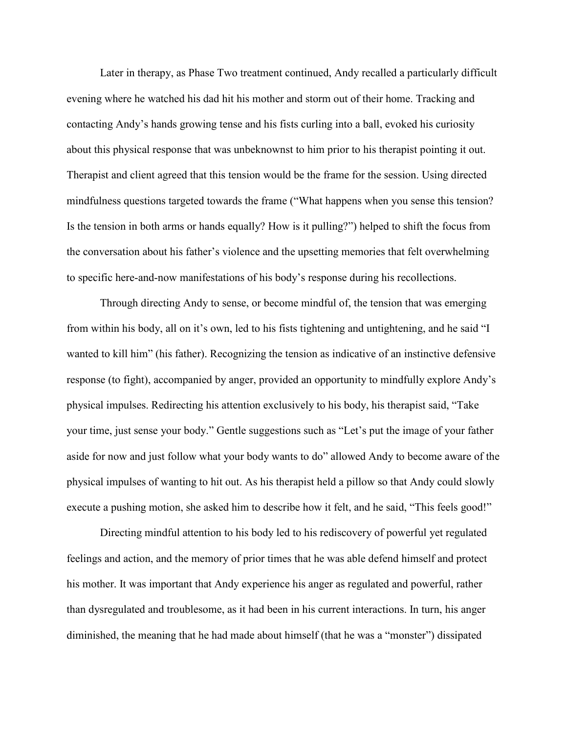Later in therapy, as Phase Two treatment continued, Andy recalled a particularly difficult evening where he watched his dad hit his mother and storm out of their home. Tracking and contacting Andy's hands growing tense and his fists curling into a ball, evoked his curiosity about this physical response that was unbeknownst to him prior to his therapist pointing it out. Therapist and client agreed that this tension would be the frame for the session. Using directed mindfulness questions targeted towards the frame ("What happens when you sense this tension? Is the tension in both arms or hands equally? How is it pulling?") helped to shift the focus from the conversation about his father's violence and the upsetting memories that felt overwhelming to specific here-and-now manifestations of his body's response during his recollections.

Through directing Andy to sense, or become mindful of, the tension that was emerging from within his body, all on it's own, led to his fists tightening and untightening, and he said "I wanted to kill him" (his father). Recognizing the tension as indicative of an instinctive defensive response (to fight), accompanied by anger, provided an opportunity to mindfully explore Andy's physical impulses. Redirecting his attention exclusively to his body, his therapist said, "Take your time, just sense your body." Gentle suggestions such as "Let's put the image of your father aside for now and just follow what your body wants to do" allowed Andy to become aware of the physical impulses of wanting to hit out. As his therapist held a pillow so that Andy could slowly execute a pushing motion, she asked him to describe how it felt, and he said, "This feels good!"

Directing mindful attention to his body led to his rediscovery of powerful yet regulated feelings and action, and the memory of prior times that he was able defend himself and protect his mother. It was important that Andy experience his anger as regulated and powerful, rather than dysregulated and troublesome, as it had been in his current interactions. In turn, his anger diminished, the meaning that he had made about himself (that he was a "monster") dissipated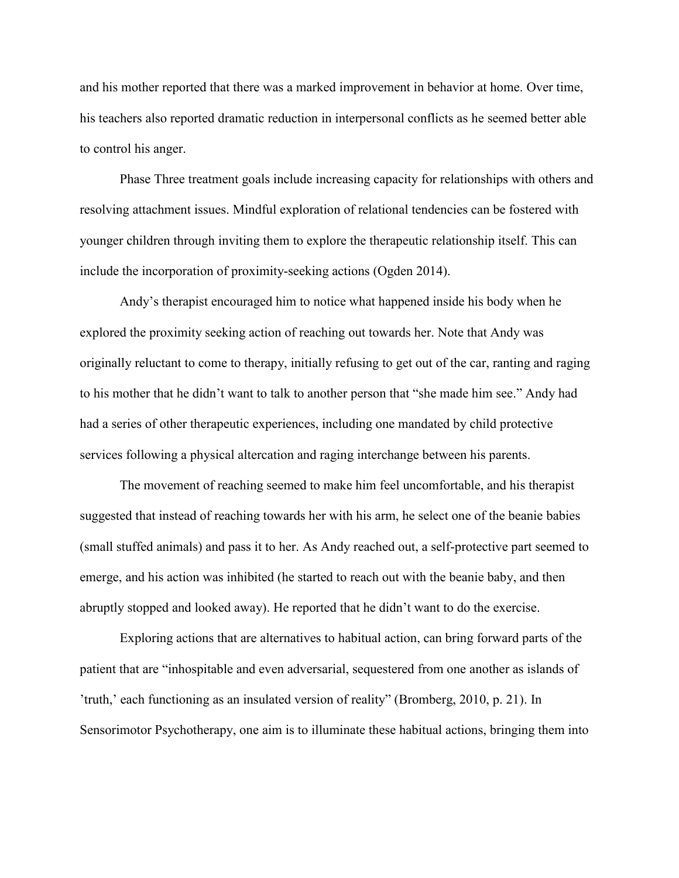and his mother reported that there was a marked improvement in behavior at home. Over time, his teachers also reported dramatic reduction in interpersonal conflicts as he seemed better able to control his anger.

Phase Three treatment goals include increasing capacity for relationships with others and resolving attachment issues. Mindful exploration of relational tendencies can be fostered with younger children through inviting them to explore the therapeutic relationship itself. This can include the incorporation of proximity-seeking actions (Ogden 2014).

Andy's therapist encouraged him to notice what happened inside his body when he explored the proximity seeking action of reaching out towards her. Note that Andy was originally reluctant to come to therapy, initially refusing to get out of the car, ranting and raging to his mother that he didn't want to talk to another person that "she made him see." Andy had had a series of other therapeutic experiences, including one mandated by child protective services following a physical altercation and raging interchange between his parents.

The movement of reaching seemed to make him feel uncomfortable, and his therapist suggested that instead of reaching towards her with his arm, he select one of the beanie babies (small stuffed animals) and pass it to her. As Andy reached out, a self-protective part seemed to emerge, and his action was inhibited (he started to reach out with the beanie baby, and then abruptly stopped and looked away). He reported that he didn't want to do the exercise.

Exploring actions that are alternatives to habitual action, can bring forward parts of the patient that are "inhospitable and even adversarial, sequestered from one another as islands of 'truth,' each functioning as an insulated version of reality" (Bromberg, 2010, p. 21). In Sensorimotor Psychotherapy, one aim is to illuminate these habitual actions, bringing them into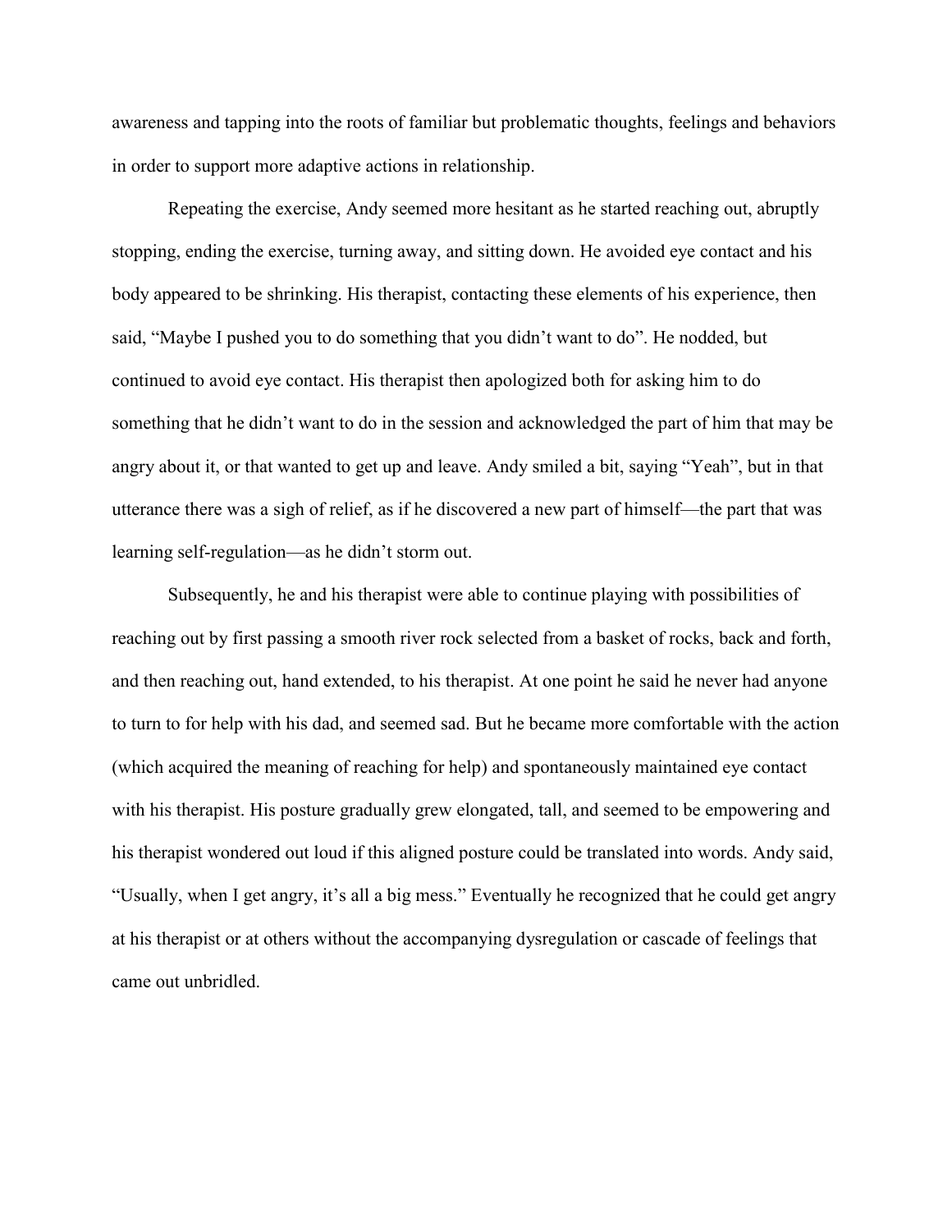awareness and tapping into the roots of familiar but problematic thoughts, feelings and behaviors in order to support more adaptive actions in relationship.

Repeating the exercise, Andy seemed more hesitant as he started reaching out, abruptly stopping, ending the exercise, turning away, and sitting down. He avoided eye contact and his body appeared to be shrinking. His therapist, contacting these elements of his experience, then said, "Maybe I pushed you to do something that you didn't want to do". He nodded, but continued to avoid eye contact. His therapist then apologized both for asking him to do something that he didn't want to do in the session and acknowledged the part of him that may be angry about it, or that wanted to get up and leave. Andy smiled a bit, saying "Yeah", but in that utterance there was a sigh of relief, as if he discovered a new part of himself—the part that was learning self-regulation—as he didn't storm out.

Subsequently, he and his therapist were able to continue playing with possibilities of reaching out by first passing a smooth river rock selected from a basket of rocks, back and forth, and then reaching out, hand extended, to his therapist. At one point he said he never had anyone to turn to for help with his dad, and seemed sad. But he became more comfortable with the action (which acquired the meaning of reaching for help) and spontaneously maintained eye contact with his therapist. His posture gradually grew elongated, tall, and seemed to be empowering and his therapist wondered out loud if this aligned posture could be translated into words. Andy said, "Usually, when I get angry, it's all a big mess." Eventually he recognized that he could get angry at his therapist or at others without the accompanying dysregulation or cascade of feelings that came out unbridled.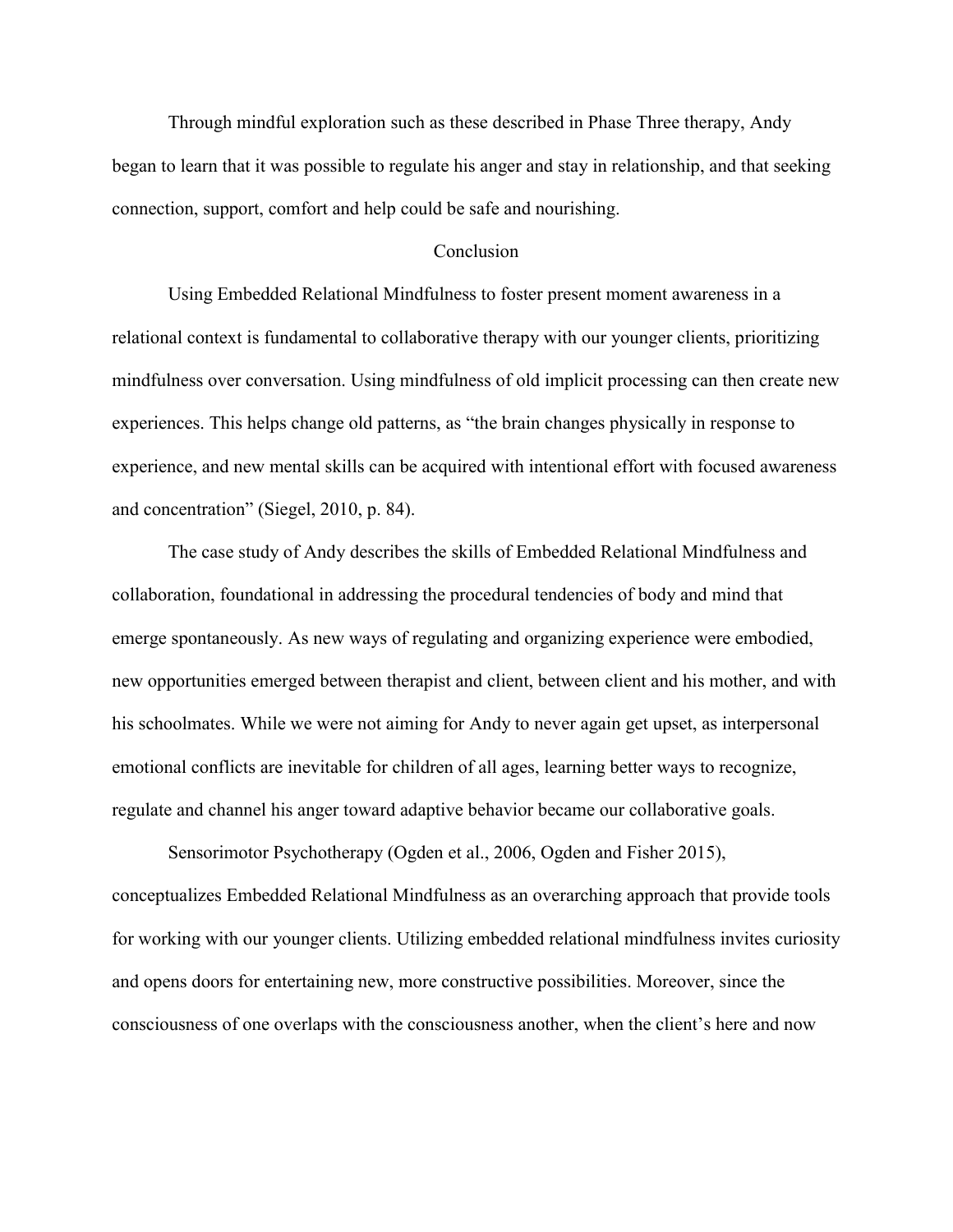Through mindful exploration such as these described in Phase Three therapy, Andy began to learn that it was possible to regulate his anger and stay in relationship, and that seeking connection, support, comfort and help could be safe and nourishing.

## Conclusion

Using Embedded Relational Mindfulness to foster present moment awareness in a relational context is fundamental to collaborative therapy with our younger clients, prioritizing mindfulness over conversation. Using mindfulness of old implicit processing can then create new experiences. This helps change old patterns, as "the brain changes physically in response to experience, and new mental skills can be acquired with intentional effort with focused awareness and concentration" (Siegel, 2010, p. 84).

The case study of Andy describes the skills of Embedded Relational Mindfulness and collaboration, foundational in addressing the procedural tendencies of body and mind that emerge spontaneously. As new ways of regulating and organizing experience were embodied, new opportunities emerged between therapist and client, between client and his mother, and with his schoolmates. While we were not aiming for Andy to never again get upset, as interpersonal emotional conflicts are inevitable for children of all ages, learning better ways to recognize, regulate and channel his anger toward adaptive behavior became our collaborative goals.

Sensorimotor Psychotherapy (Ogden et al., 2006, Ogden and Fisher 2015), conceptualizes Embedded Relational Mindfulness as an overarching approach that provide tools for working with our younger clients. Utilizing embedded relational mindfulness invites curiosity and opens doors for entertaining new, more constructive possibilities. Moreover, since the consciousness of one overlaps with the consciousness another, when the client's here and now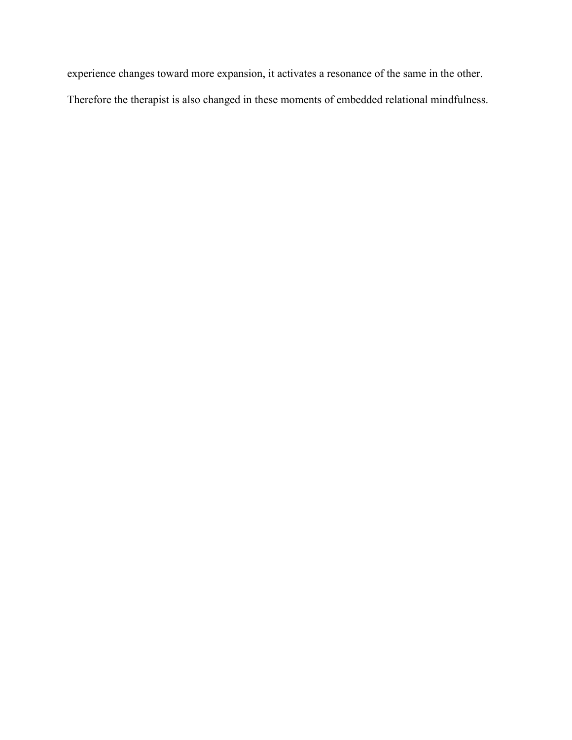experience changes toward more expansion, it activates a resonance of the same in the other. Therefore the therapist is also changed in these moments of embedded relational mindfulness.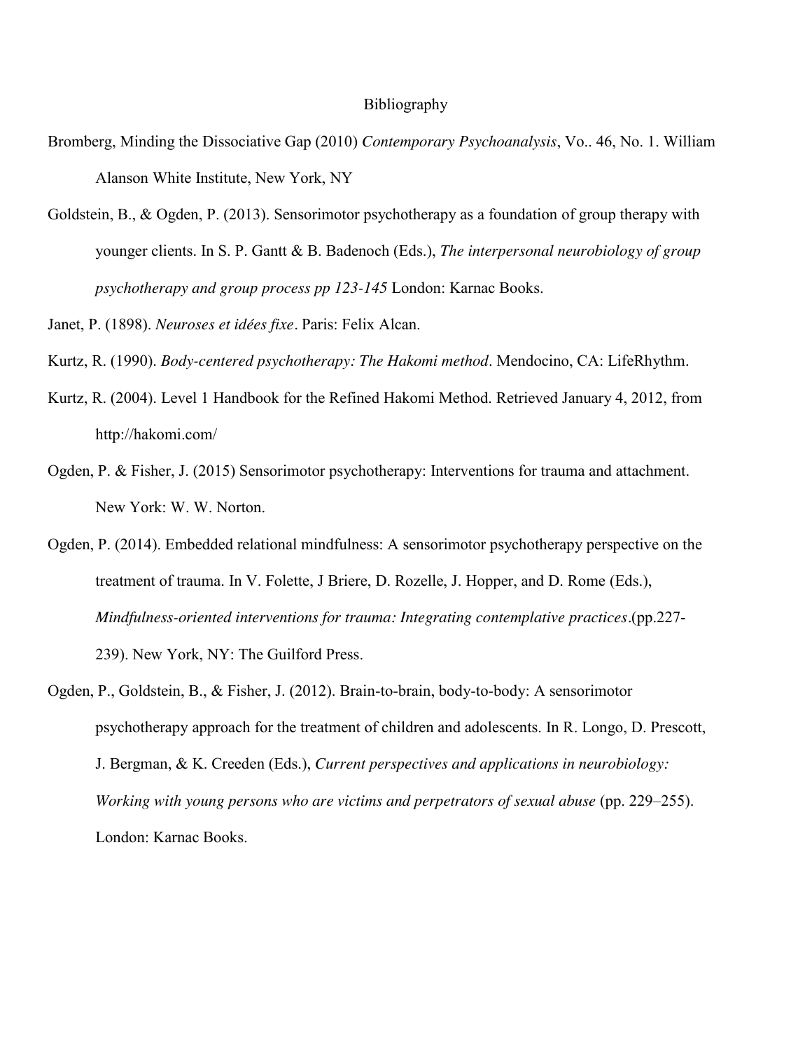# Bibliography

Bromberg, Minding the Dissociative Gap (2010) *Contemporary Psychoanalysis*, Vo.. 46, No. 1. William Alanson White Institute, New York, NY

Goldstein, B., & Ogden, P. (2013). Sensorimotor psychotherapy as a foundation of group therapy with younger clients. In S. P. Gantt & B. Badenoch (Eds.), *The interpersonal neurobiology of group psychotherapy and group process pp 123-145* London: Karnac Books.

Janet, P. (1898). *Neuroses et idées fixe*. Paris: Felix Alcan.

Kurtz, R. (1990). *Body-centered psychotherapy: The Hakomi method*. Mendocino, CA: LifeRhythm.

Kurtz, R. (2004). Level 1 Handbook for the Refined Hakomi Method. Retrieved January 4, 2012, from http://hakomi.com/

Ogden, P. & Fisher, J. (2015) Sensorimotor psychotherapy: Interventions for trauma and attachment. New York: W. W. Norton.

Ogden, P. (2014). Embedded relational mindfulness: A sensorimotor psychotherapy perspective on the treatment of trauma. In V. Folette, J Briere, D. Rozelle, J. Hopper, and D. Rome (Eds.), *Mindfulness-oriented interventions for trauma: Integrating contemplative practices*.(pp.227-239). New York, NY: The Guilford Press.

Ogden, P., Goldstein, B., & Fisher, J. (2012). Brain-to-brain, body-to-body: A sensorimotor psychotherapy approach for the treatment of children and adolescents. In R. Longo, D. Prescott, J. Bergman, & K. Creeden (Eds.), *Current perspectives and applications in neurobiology: Working with young persons who are victims and perpetrators of sexual abuse* (pp. 229–255). London: Karnac Books.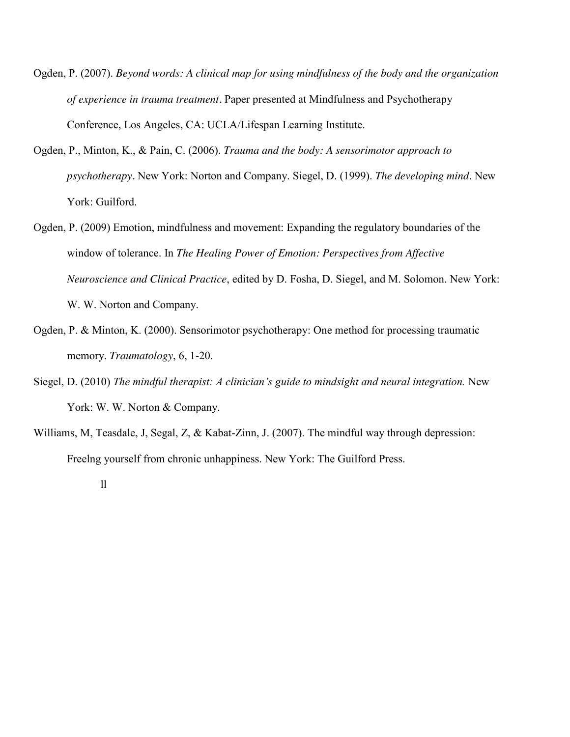Ogden, P. (2007). *Beyond words: A clinical map for using mindfulness of the body and the organization of experience in trauma treatment*. Paper presented at Mindfulness and Psychotherapy Conference, Los Angeles, CA: UCLA/Lifespan Learning Institute.

Ogden, P., Minton, K., & Pain, C. (2006). *Trauma and the body: A sensorimotor approach to psychotherapy*. New York: Norton and Company. Siegel, D. (1999). *The developing mind*. New York: Guilford.

Ogden, P. (2009) Emotion, mindfulness and movement: Expanding the regulatory boundaries of the window of tolerance. In *The Healing Power of Emotion: Perspectives from Affective Neuroscience and Clinical Practice*, edited by D. Fosha, D. Siegel, and M. Solomon. New York: W. W. Norton and Company.

Ogden, P. & Minton, K. (2000). Sensorimotor psychotherapy: One method for processing traumatic memory. *Traumatology*, 6, 1-20.

Siegel, D. (2010) *The mindful therapist: A clinician's guide to mindsight and neural integration.* New York: W. W. Norton & Company.

Williams, M, Teasdale, J, Segal, Z, & Kabat-Zinn, J. (2007). The mindful way through depression: Freelng yourself from chronic unhappiness. New York: The Guilford Press.

ll